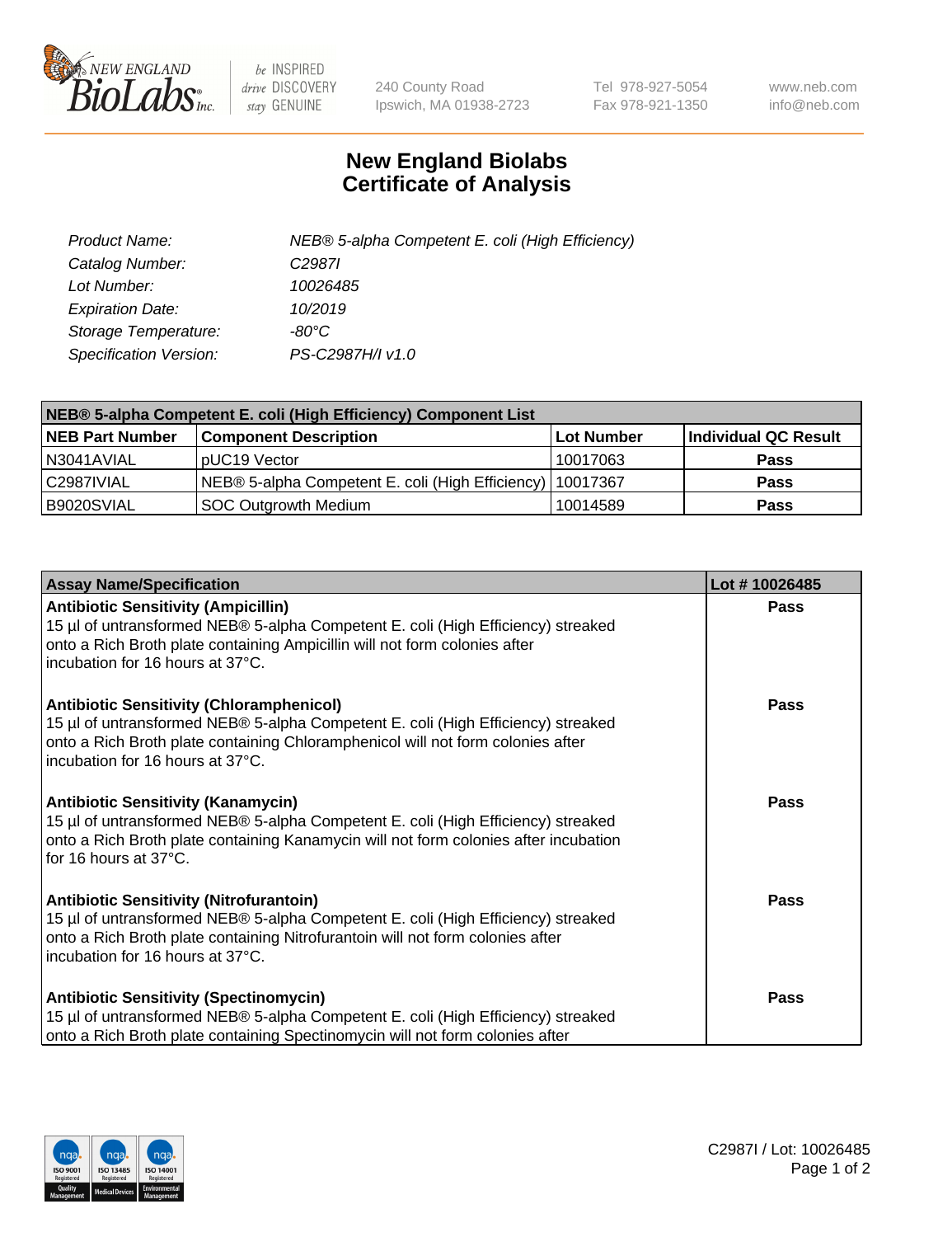# New England Biolabs
# Certificate of Analysis

| | |
|---|---|
| *Product Name:* | *NEB® 5-alpha Competent E. coli (High Efficiency)* |
| *Catalog Number:* | *C2987I* |
| *Lot Number:* | *10026485* |
| *Expiration Date:* | *10/2019* |
| *Storage Temperature:* | *-80°C* |
| *Specification Version:* | *PS-C2987H/I v1.0* |

| NEB® 5-alpha Competent E. coli (High Efficiency) Component List | | | |
|---|---|---|---|
| **NEB Part Number** | **Component Description** | **Lot Number** | **Individual QC Result** |
| N3041AVIAL | pUC19 Vector | 10017063 | **Pass** |
| C2987IVIAL | NEB® 5-alpha Competent E. coli (High Efficiency) | 10017367 | **Pass** |
| B9020SVIAL | SOC Outgrowth Medium | 10014589 | **Pass** |

| Assay Name/Specification | Lot # 10026485 |
|---|---|
| **Antibiotic Sensitivity (Ampicillin)**<br>15 µl of untransformed NEB® 5-alpha Competent E. coli (High Efficiency) streaked onto a Rich Broth plate containing Ampicillin will not form colonies after incubation for 16 hours at 37°C. | **Pass** |
| **Antibiotic Sensitivity (Chloramphenicol)**<br>15 µl of untransformed NEB® 5-alpha Competent E. coli (High Efficiency) streaked onto a Rich Broth plate containing Chloramphenicol will not form colonies after incubation for 16 hours at 37°C. | **Pass** |
| **Antibiotic Sensitivity (Kanamycin)**<br>15 µl of untransformed NEB® 5-alpha Competent E. coli (High Efficiency) streaked onto a Rich Broth plate containing Kanamycin will not form colonies after incubation for 16 hours at 37°C. | **Pass** |
| **Antibiotic Sensitivity (Nitrofurantoin)**<br>15 µl of untransformed NEB® 5-alpha Competent E. coli (High Efficiency) streaked onto a Rich Broth plate containing Nitrofurantoin will not form colonies after incubation for 16 hours at 37°C. | **Pass** |
| **Antibiotic Sensitivity (Spectinomycin)**<br>15 µl of untransformed NEB® 5-alpha Competent E. coli (High Efficiency) streaked onto a Rich Broth plate containing Spectinomycin will not form colonies after | **Pass** |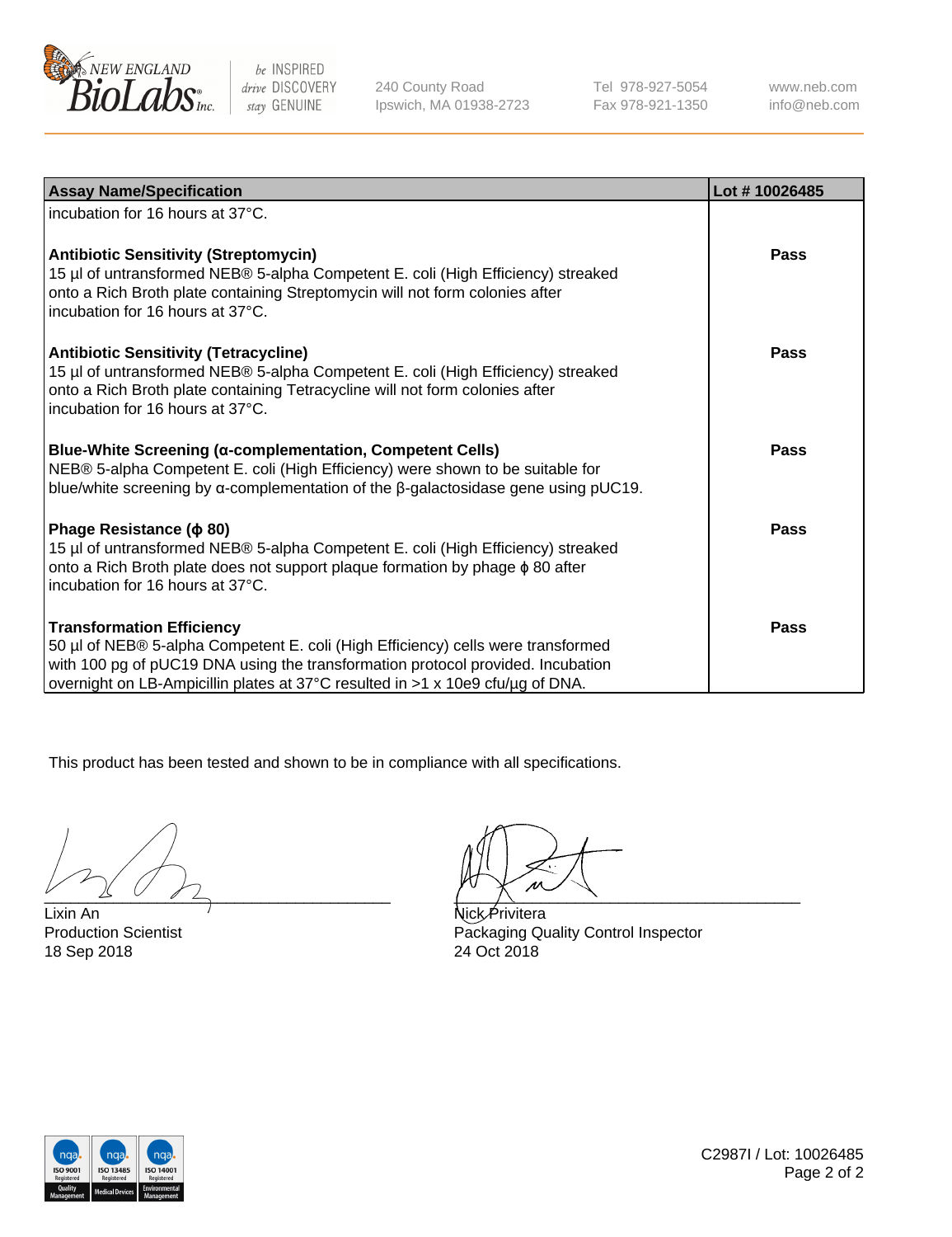| Assay Name/Specification | Lot # 10026485 |
|---|---|
| incubation for 16 hours at 37°C. | |
| **Antibiotic Sensitivity (Streptomycin)**<br>15 µl of untransformed NEB® 5-alpha Competent E. coli (High Efficiency) streaked onto a Rich Broth plate containing Streptomycin will not form colonies after incubation for 16 hours at 37°C. | Pass |
| **Antibiotic Sensitivity (Tetracycline)**<br>15 µl of untransformed NEB® 5-alpha Competent E. coli (High Efficiency) streaked onto a Rich Broth plate containing Tetracycline will not form colonies after incubation for 16 hours at 37°C. | Pass |
| **Blue-White Screening (α-complementation, Competent Cells)**<br>NEB® 5-alpha Competent E. coli (High Efficiency) were shown to be suitable for blue/white screening by α-complementation of the β-galactosidase gene using pUC19. | Pass |
| **Phage Resistance (ϕ 80)**<br>15 µl of untransformed NEB® 5-alpha Competent E. coli (High Efficiency) streaked onto a Rich Broth plate does not support plaque formation by phage ϕ 80 after incubation for 16 hours at 37°C. | Pass |
| **Transformation Efficiency**<br>50 µl of NEB® 5-alpha Competent E. coli (High Efficiency) cells were transformed with 100 pg of pUC19 DNA using the transformation protocol provided. Incubation overnight on LB-Ampicillin plates at 37°C resulted in >1 x 10e9 cfu/µg of DNA. | Pass |

This product has been tested and shown to be in compliance with all specifications.

Lixin An
Production Scientist
18 Sep 2018

Nick Privitera
Packaging Quality Control Inspector
24 Oct 2018

C2987I / Lot: 10026485